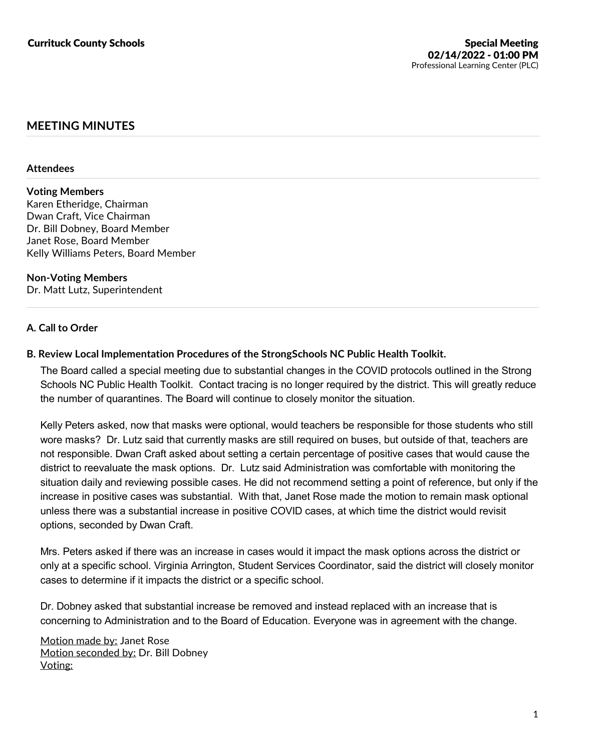Currituck County Schools

Special Meeting
02/14/2022 - 01:00 PM
Professional Learning Center (PLC)

## MEETING MINUTES

### Attendees

**Voting Members**
Karen Etheridge, Chairman
Dwan Craft, Vice Chairman
Dr. Bill Dobney, Board Member
Janet Rose, Board Member
Kelly Williams Peters, Board Member

**Non-Voting Members**
Dr. Matt Lutz, Superintendent

### A. Call to Order

### B. Review Local Implementation Procedures of the StrongSchools NC Public Health Toolkit.

The Board called a special meeting due to substantial changes in the COVID protocols outlined in the Strong Schools NC Public Health Toolkit. Contact tracing is no longer required by the district. This will greatly reduce the number of quarantines. The Board will continue to closely monitor the situation.

Kelly Peters asked, now that masks were optional, would teachers be responsible for those students who still wore masks? Dr. Lutz said that currently masks are still required on buses, but outside of that, teachers are not responsible. Dwan Craft asked about setting a certain percentage of positive cases that would cause the district to reevaluate the mask options. Dr. Lutz said Administration was comfortable with monitoring the situation daily and reviewing possible cases. He did not recommend setting a point of reference, but only if the increase in positive cases was substantial. With that, Janet Rose made the motion to remain mask optional unless there was a substantial increase in positive COVID cases, at which time the district would revisit options, seconded by Dwan Craft.

Mrs. Peters asked if there was an increase in cases would it impact the mask options across the district or only at a specific school. Virginia Arrington, Student Services Coordinator, said the district will closely monitor cases to determine if it impacts the district or a specific school.

Dr. Dobney asked that substantial increase be removed and instead replaced with an increase that is concerning to Administration and to the Board of Education. Everyone was in agreement with the change.

Motion made by: Janet Rose
Motion seconded by: Dr. Bill Dobney
Voting: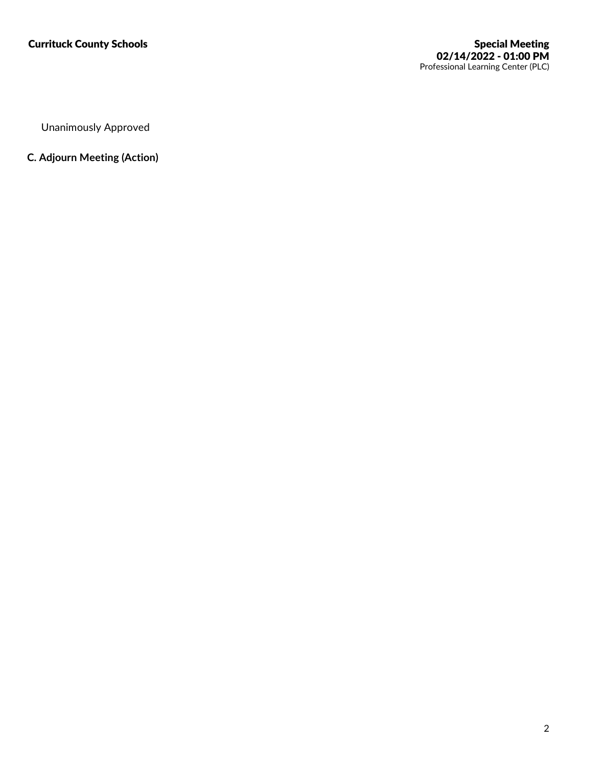Unanimously Approved

**C. Adjourn Meeting (Action)**